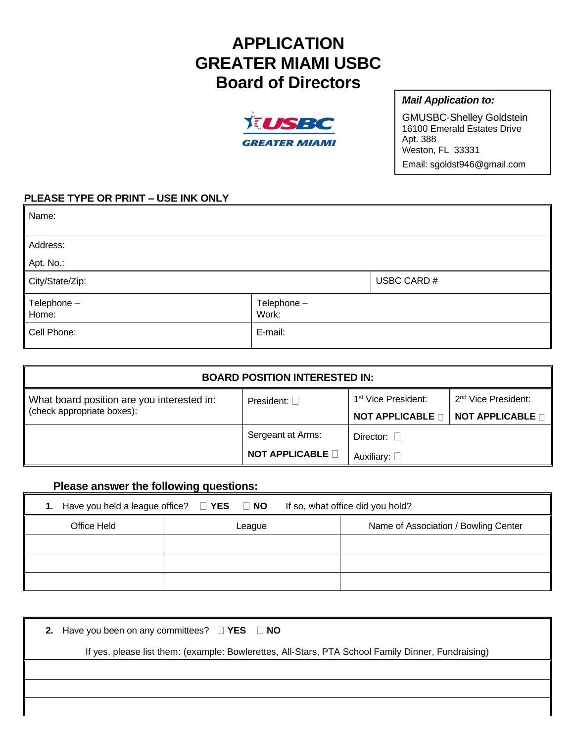# APPLICATION
# GREATER MIAMI USBC
# Board of Directors

USBC GREATER MIAMI

***Mail Application to:***

GMUSBC-Shelley Goldstein
16100 Emerald Estates Drive
Apt. 388
Weston, FL 33331
Email: sgoldst946@gmail.com

**PLEASE TYPE OR PRINT – USE INK ONLY**

| | |
|---|---|
| Name: | |
| Address:<br>Apt. No.: | |
| City/State/Zip: | USBC CARD # |
| Telephone – Home: | Telephone – Work: |
| Cell Phone: | E-mail: |

| **BOARD POSITION INTERESTED IN:** | | | |
|---|---|---|---|
| What board position are you interested in: (check appropriate boxes): | President: ☐ | 1st Vice President:<br>**NOT APPLICABLE** ☐ | 2nd Vice President:<br>**NOT APPLICABLE** ☐ |
| | Sergeant at Arms:<br>**NOT APPLICABLE** ☐ | Director: ☐<br>Auxiliary: ☐ | |

### Please answer the following questions:

**1.** Have you held a league office? ☐ **YES** ☐ **NO** If so, what office did you hold?

| Office Held | League | Name of Association / Bowling Center |
|---|---|---|
| | | |
| | | |
| | | |

**2.** Have you been on any committees? ☐ **YES** ☐ **NO**

If yes, please list them: (example: Bowlerettes, All-Stars, PTA School Family Dinner, Fundraising)

| |
|---|
| |
| |
| |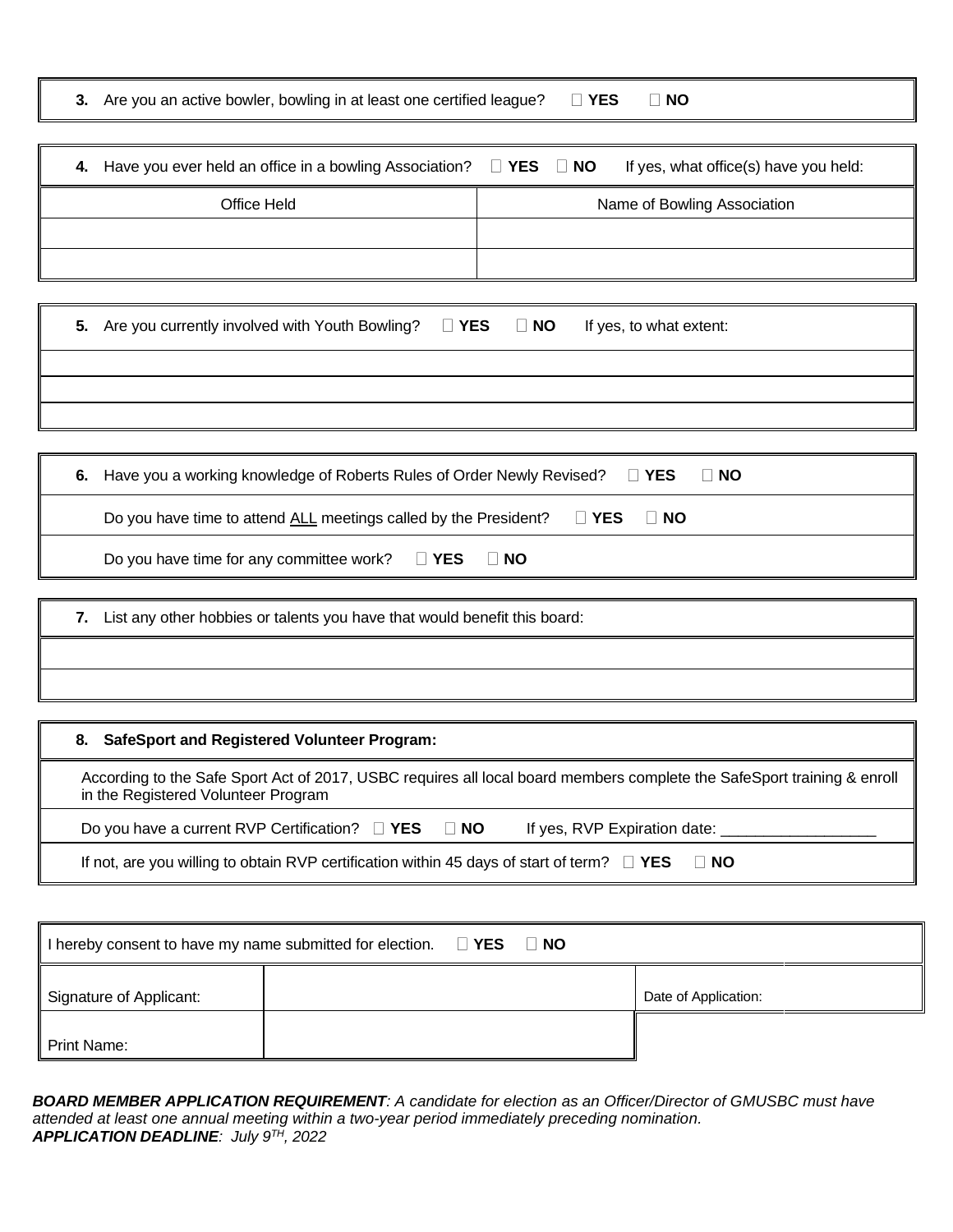**3.** Are you an active bowler, bowling in at least one certified league? ☐ **YES** ☐ **NO**

**4.** Have you ever held an office in a bowling Association? ☐ **YES** ☐ **NO** If yes, what office(s) have you held:

| Office Held | Name of Bowling Association |
|---|---|
| | |
| | |

**5.** Are you currently involved with Youth Bowling? ☐ **YES** ☐ **NO** If yes, to what extent:

**6.** Have you a working knowledge of Roberts Rules of Order Newly Revised? ☐ **YES** ☐ **NO**

Do you have time to attend ALL meetings called by the President? ☐ **YES** ☐ **NO**

Do you have time for any committee work? ☐ **YES** ☐ **NO**

**7.** List any other hobbies or talents you have that would benefit this board:

**8. SafeSport and Registered Volunteer Program:**

According to the Safe Sport Act of 2017, USBC requires all local board members complete the SafeSport training & enroll in the Registered Volunteer Program

Do you have a current RVP Certification? ☐ **YES** ☐ **NO** If yes, RVP Expiration date: ___________________

If not, are you willing to obtain RVP certification within 45 days of start of term? ☐ **YES** ☐ **NO**

I hereby consent to have my name submitted for election. ☐ **YES** ☐ **NO**

| | | | |
|---|---|---|---|
| Signature of Applicant: | | Date of Application: | |
| Print Name: | | | |

***BOARD MEMBER APPLICATION REQUIREMENT****: A candidate for election as an Officer/Director of GMUSBC must have attended at least one annual meeting within a two-year period immediately preceding nomination.*
***APPLICATION DEADLINE****: July 9TH, 2022*